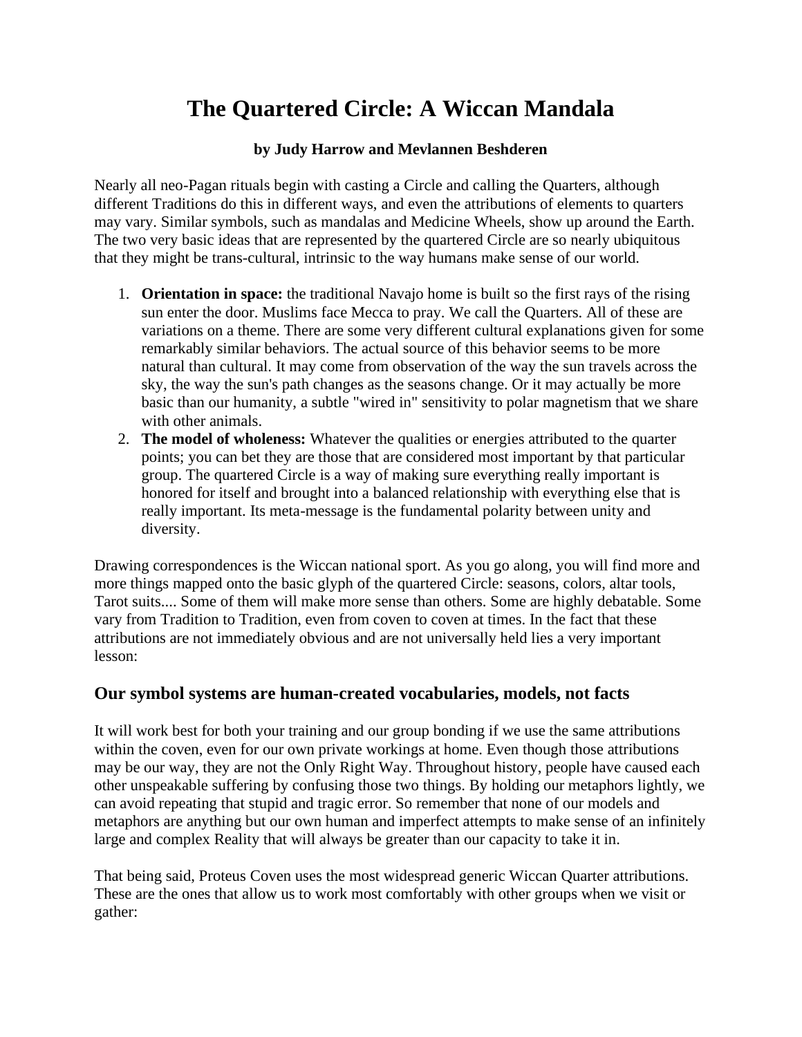# The Quartered Circle: A Wiccan Mandala

**by Judy Harrow and Mevlannen Beshderen**

Nearly all neo-Pagan rituals begin with casting a Circle and calling the Quarters, although different Traditions do this in different ways, and even the attributions of elements to quarters may vary. Similar symbols, such as mandalas and Medicine Wheels, show up around the Earth. The two very basic ideas that are represented by the quartered Circle are so nearly ubiquitous that they might be trans-cultural, intrinsic to the way humans make sense of our world.

1. **Orientation in space:** the traditional Navajo home is built so the first rays of the rising sun enter the door. Muslims face Mecca to pray. We call the Quarters. All of these are variations on a theme. There are some very different cultural explanations given for some remarkably similar behaviors. The actual source of this behavior seems to be more natural than cultural. It may come from observation of the way the sun travels across the sky, the way the sun's path changes as the seasons change. Or it may actually be more basic than our humanity, a subtle "wired in" sensitivity to polar magnetism that we share with other animals.
2. **The model of wholeness:** Whatever the qualities or energies attributed to the quarter points; you can bet they are those that are considered most important by that particular group. The quartered Circle is a way of making sure everything really important is honored for itself and brought into a balanced relationship with everything else that is really important. Its meta-message is the fundamental polarity between unity and diversity.

Drawing correspondences is the Wiccan national sport. As you go along, you will find more and more things mapped onto the basic glyph of the quartered Circle: seasons, colors, altar tools, Tarot suits.... Some of them will make more sense than others. Some are highly debatable. Some vary from Tradition to Tradition, even from coven to coven at times. In the fact that these attributions are not immediately obvious and are not universally held lies a very important lesson:

## Our symbol systems are human-created vocabularies, models, not facts

It will work best for both your training and our group bonding if we use the same attributions within the coven, even for our own private workings at home. Even though those attributions may be our way, they are not the Only Right Way. Throughout history, people have caused each other unspeakable suffering by confusing those two things. By holding our metaphors lightly, we can avoid repeating that stupid and tragic error. So remember that none of our models and metaphors are anything but our own human and imperfect attempts to make sense of an infinitely large and complex Reality that will always be greater than our capacity to take it in.

That being said, Proteus Coven uses the most widespread generic Wiccan Quarter attributions. These are the ones that allow us to work most comfortably with other groups when we visit or gather: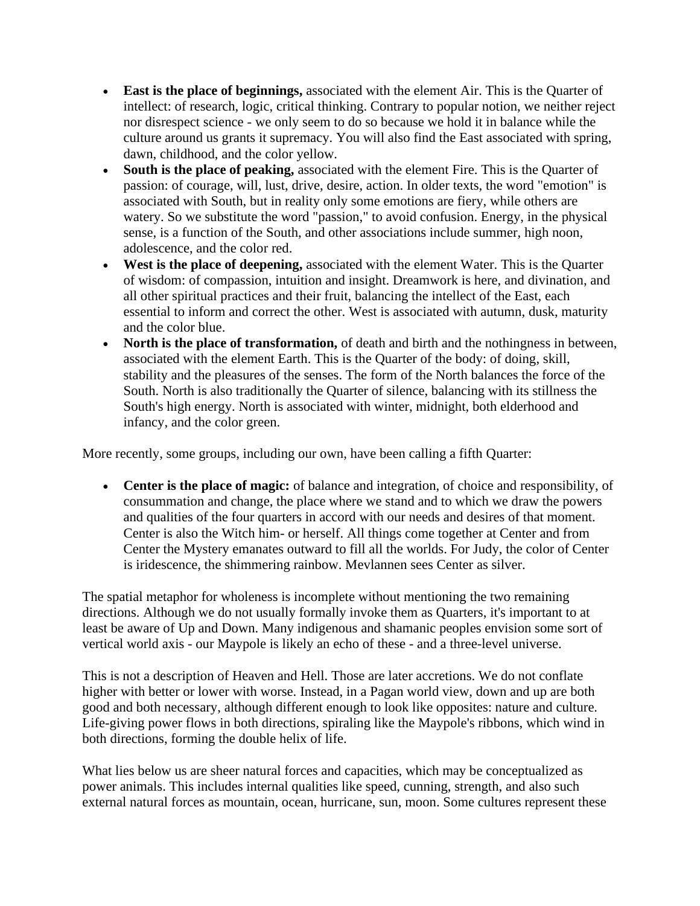- **East is the place of beginnings,** associated with the element Air. This is the Quarter of intellect: of research, logic, critical thinking. Contrary to popular notion, we neither reject nor disrespect science - we only seem to do so because we hold it in balance while the culture around us grants it supremacy. You will also find the East associated with spring, dawn, childhood, and the color yellow.
- **South is the place of peaking,** associated with the element Fire. This is the Quarter of passion: of courage, will, lust, drive, desire, action. In older texts, the word "emotion" is associated with South, but in reality only some emotions are fiery, while others are watery. So we substitute the word "passion," to avoid confusion. Energy, in the physical sense, is a function of the South, and other associations include summer, high noon, adolescence, and the color red.
- **West is the place of deepening,** associated with the element Water. This is the Quarter of wisdom: of compassion, intuition and insight. Dreamwork is here, and divination, and all other spiritual practices and their fruit, balancing the intellect of the East, each essential to inform and correct the other. West is associated with autumn, dusk, maturity and the color blue.
- **North is the place of transformation,** of death and birth and the nothingness in between, associated with the element Earth. This is the Quarter of the body: of doing, skill, stability and the pleasures of the senses. The form of the North balances the force of the South. North is also traditionally the Quarter of silence, balancing with its stillness the South's high energy. North is associated with winter, midnight, both elderhood and infancy, and the color green.

More recently, some groups, including our own, have been calling a fifth Quarter:

- **Center is the place of magic:** of balance and integration, of choice and responsibility, of consummation and change, the place where we stand and to which we draw the powers and qualities of the four quarters in accord with our needs and desires of that moment. Center is also the Witch him- or herself. All things come together at Center and from Center the Mystery emanates outward to fill all the worlds. For Judy, the color of Center is iridescence, the shimmering rainbow. Mevlannen sees Center as silver.

The spatial metaphor for wholeness is incomplete without mentioning the two remaining directions. Although we do not usually formally invoke them as Quarters, it's important to at least be aware of Up and Down. Many indigenous and shamanic peoples envision some sort of vertical world axis - our Maypole is likely an echo of these - and a three-level universe.

This is not a description of Heaven and Hell. Those are later accretions. We do not conflate higher with better or lower with worse. Instead, in a Pagan world view, down and up are both good and both necessary, although different enough to look like opposites: nature and culture. Life-giving power flows in both directions, spiraling like the Maypole's ribbons, which wind in both directions, forming the double helix of life.

What lies below us are sheer natural forces and capacities, which may be conceptualized as power animals. This includes internal qualities like speed, cunning, strength, and also such external natural forces as mountain, ocean, hurricane, sun, moon. Some cultures represent these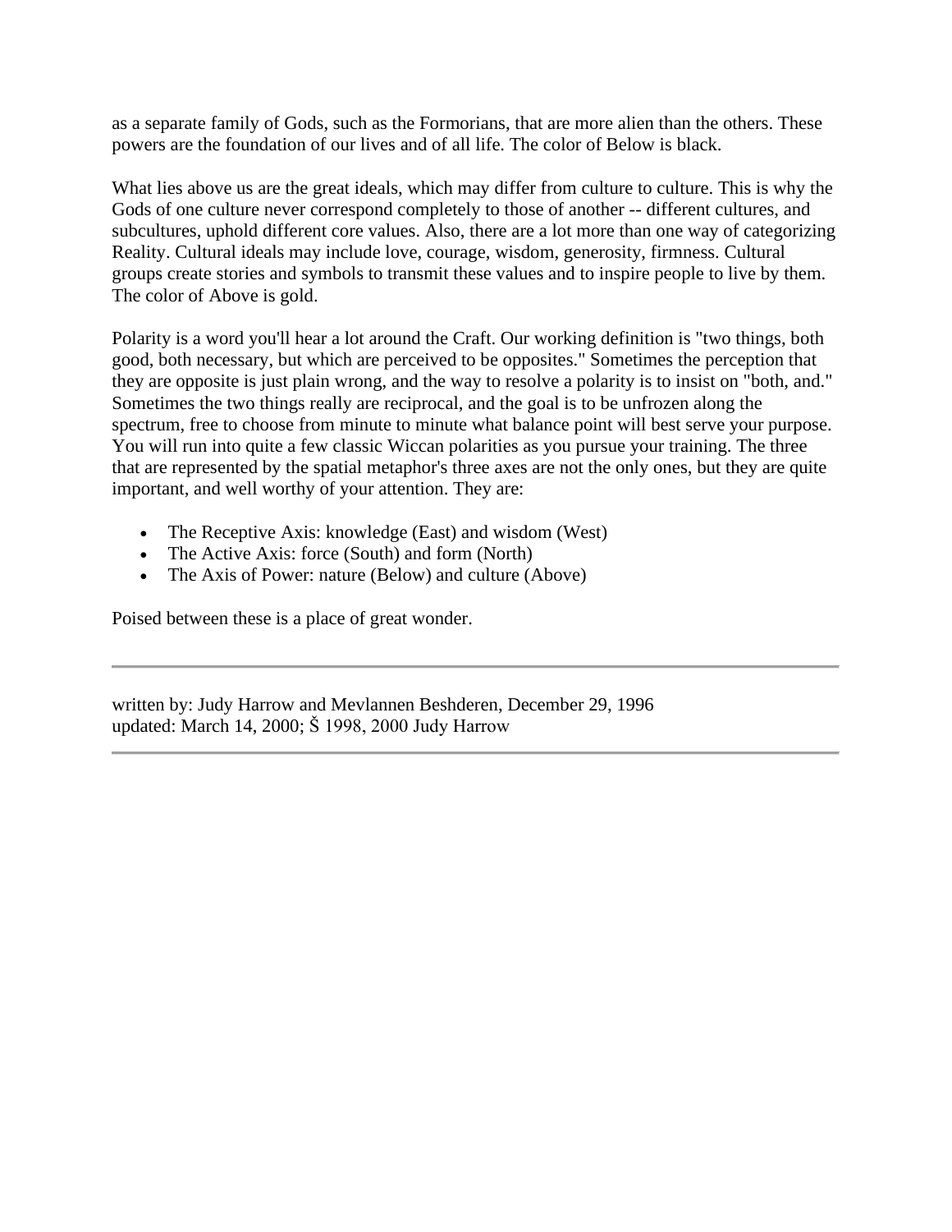as a separate family of Gods, such as the Formorians, that are more alien than the others. These powers are the foundation of our lives and of all life. The color of Below is black.

What lies above us are the great ideals, which may differ from culture to culture. This is why the Gods of one culture never correspond completely to those of another -- different cultures, and subcultures, uphold different core values. Also, there are a lot more than one way of categorizing Reality. Cultural ideals may include love, courage, wisdom, generosity, firmness. Cultural groups create stories and symbols to transmit these values and to inspire people to live by them. The color of Above is gold.

Polarity is a word you'll hear a lot around the Craft. Our working definition is "two things, both good, both necessary, but which are perceived to be opposites." Sometimes the perception that they are opposite is just plain wrong, and the way to resolve a polarity is to insist on "both, and." Sometimes the two things really are reciprocal, and the goal is to be unfrozen along the spectrum, free to choose from minute to minute what balance point will best serve your purpose. You will run into quite a few classic Wiccan polarities as you pursue your training. The three that are represented by the spatial metaphor's three axes are not the only ones, but they are quite important, and well worthy of your attention. They are:

- The Receptive Axis: knowledge (East) and wisdom (West)
- The Active Axis: force (South) and form (North)
- The Axis of Power: nature (Below) and culture (Above)

Poised between these is a place of great wonder.

---

written by: Judy Harrow and Mevlannen Beshderen, December 29, 1996
updated: March 14, 2000; Š 1998, 2000 Judy Harrow

---